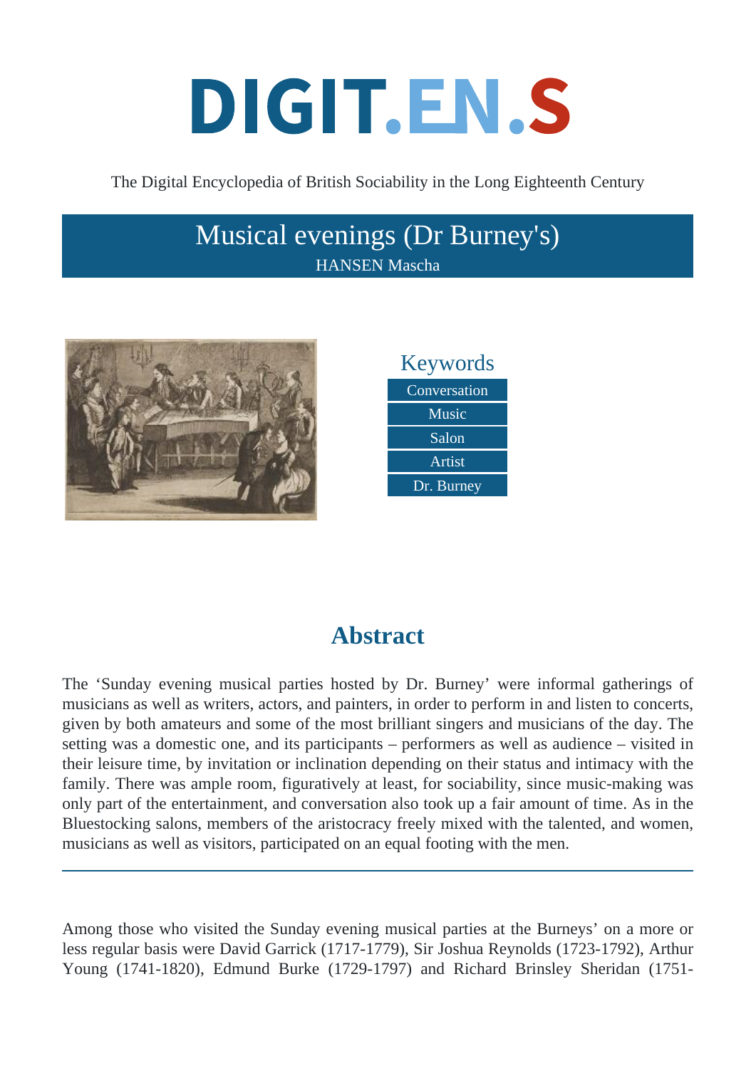# DIGIT.EN.S

The Digital Encyclopedia of British Sociability in the Long Eighteenth Century

## Musical evenings (Dr Burney's)

HANSEN Mascha

### Keywords

- Conversation
- Music
- Salon
- Artist
- Dr. Burney

## Abstract

The ‘Sunday evening musical parties hosted by Dr. Burney’ were informal gatherings of musicians as well as writers, actors, and painters, in order to perform in and listen to concerts, given by both amateurs and some of the most brilliant singers and musicians of the day. The setting was a domestic one, and its participants – performers as well as audience – visited in their leisure time, by invitation or inclination depending on their status and intimacy with the family. There was ample room, figuratively at least, for sociability, since music-making was only part of the entertainment, and conversation also took up a fair amount of time. As in the Bluestocking salons, members of the aristocracy freely mixed with the talented, and women, musicians as well as visitors, participated on an equal footing with the men.

---

Among those who visited the Sunday evening musical parties at the Burneys’ on a more or less regular basis were David Garrick (1717-1779), Sir Joshua Reynolds (1723-1792), Arthur Young (1741-1820), Edmund Burke (1729-1797) and Richard Brinsley Sheridan (1751-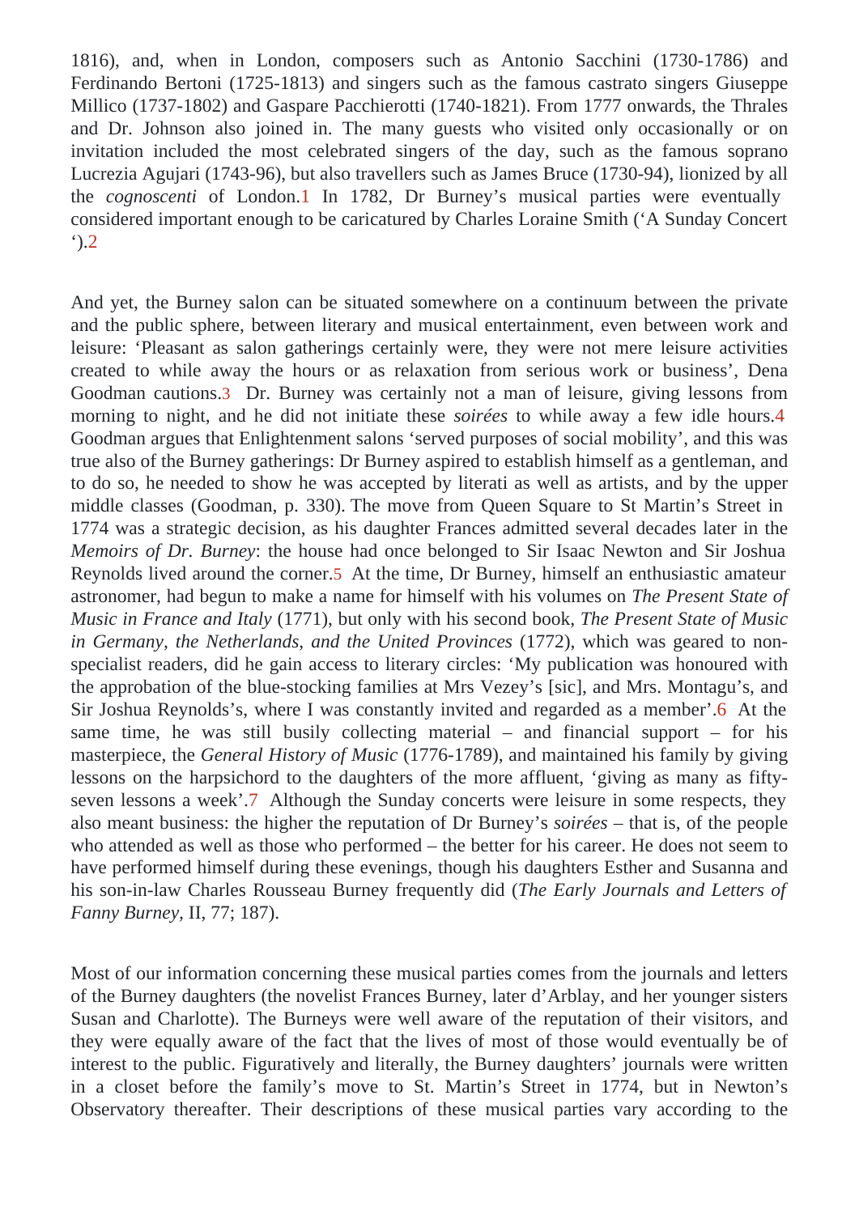1816), and, when in London, composers such as Antonio Sacchini (1730-1786) and Ferdinando Bertoni (1725-1813) and singers such as the famous castrato singers Giuseppe Millico (1737-1802) and Gaspare Pacchierotti (1740-1821). From 1777 onwards, the Thrales and Dr. Johnson also joined in. The many guests who visited only occasionally or on invitation included the most celebrated singers of the day, such as the famous soprano Lucrezia Agujari (1743-96), but also travellers such as James Bruce (1730-94), lionized by all the *cognoscenti* of London.[1] In 1782, Dr Burney's musical parties were eventually considered important enough to be caricatured by Charles Loraine Smith ('A Sunday Concert ').[2]

And yet, the Burney salon can be situated somewhere on a continuum between the private and the public sphere, between literary and musical entertainment, even between work and leisure: 'Pleasant as salon gatherings certainly were, they were not mere leisure activities created to while away the hours or as relaxation from serious work or business', Dena Goodman cautions.[3] Dr. Burney was certainly not a man of leisure, giving lessons from morning to night, and he did not initiate these *soirées* to while away a few idle hours.[4] Goodman argues that Enlightenment salons 'served purposes of social mobility', and this was true also of the Burney gatherings: Dr Burney aspired to establish himself as a gentleman, and to do so, he needed to show he was accepted by literati as well as artists, and by the upper middle classes (Goodman, p. 330). The move from Queen Square to St Martin's Street in 1774 was a strategic decision, as his daughter Frances admitted several decades later in the *Memoirs of Dr. Burney*: the house had once belonged to Sir Isaac Newton and Sir Joshua Reynolds lived around the corner.[5] At the time, Dr Burney, himself an enthusiastic amateur astronomer, had begun to make a name for himself with his volumes on *The Present State of Music in France and Italy* (1771), but only with his second book, *The Present State of Music in Germany, the Netherlands, and the United Provinces* (1772), which was geared to non-specialist readers, did he gain access to literary circles: 'My publication was honoured with the approbation of the blue-stocking families at Mrs Vezey's [sic], and Mrs. Montagu's, and Sir Joshua Reynolds's, where I was constantly invited and regarded as a member'.[6] At the same time, he was still busily collecting material – and financial support – for his masterpiece, the *General History of Music* (1776-1789), and maintained his family by giving lessons on the harpsichord to the daughters of the more affluent, 'giving as many as fifty-seven lessons a week'.[7] Although the Sunday concerts were leisure in some respects, they also meant business: the higher the reputation of Dr Burney's *soirées* – that is, of the people who attended as well as those who performed – the better for his career. He does not seem to have performed himself during these evenings, though his daughters Esther and Susanna and his son-in-law Charles Rousseau Burney frequently did (*The Early Journals and Letters of Fanny Burney*, II, 77; 187).

Most of our information concerning these musical parties comes from the journals and letters of the Burney daughters (the novelist Frances Burney, later d'Arblay, and her younger sisters Susan and Charlotte). The Burneys were well aware of the reputation of their visitors, and they were equally aware of the fact that the lives of most of those would eventually be of interest to the public. Figuratively and literally, the Burney daughters' journals were written in a closet before the family's move to St. Martin's Street in 1774, but in Newton's Observatory thereafter. Their descriptions of these musical parties vary according to the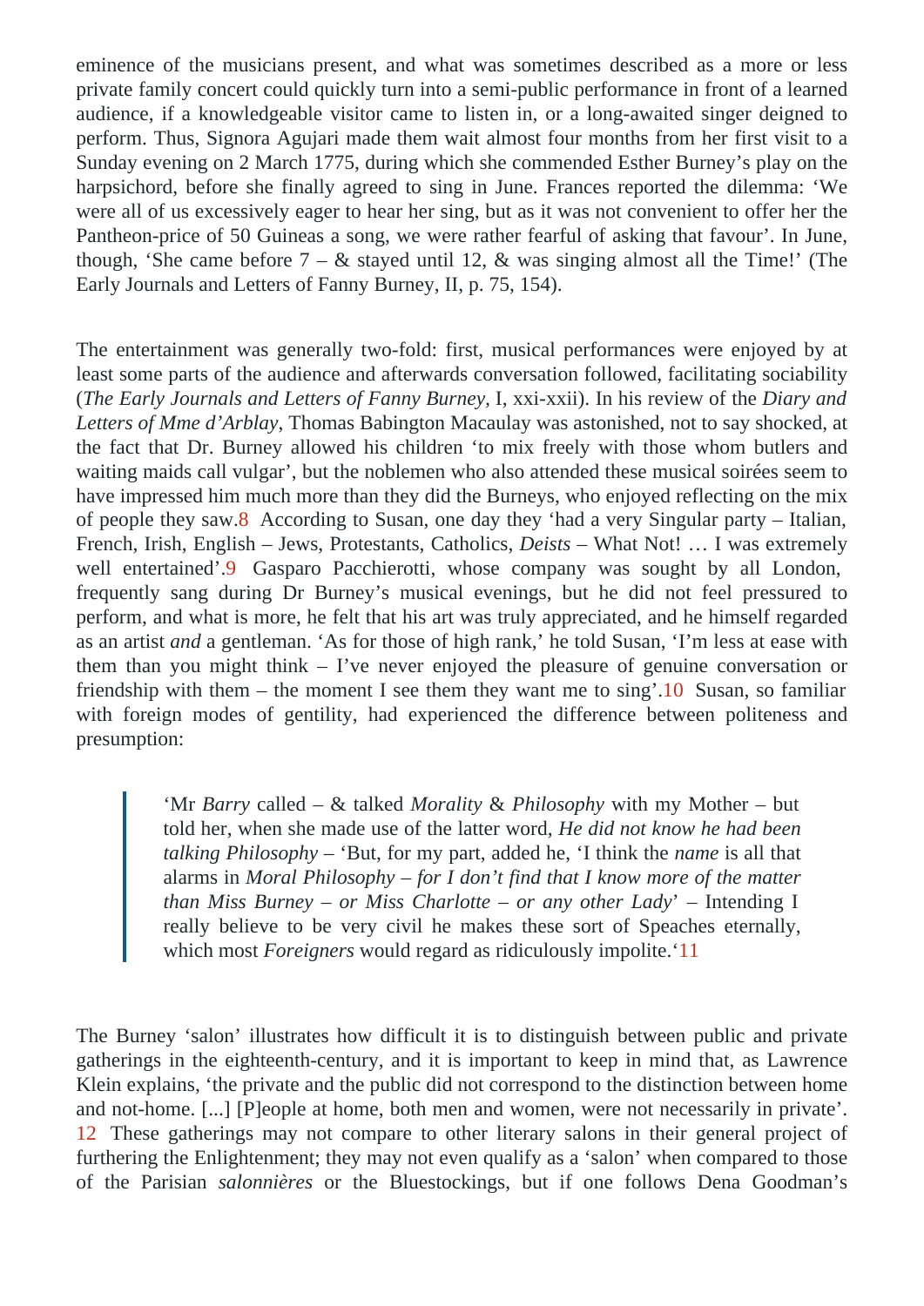eminence of the musicians present, and what was sometimes described as a more or less private family concert could quickly turn into a semi-public performance in front of a learned audience, if a knowledgeable visitor came to listen in, or a long-awaited singer deigned to perform. Thus, Signora Agujari made them wait almost four months from her first visit to a Sunday evening on 2 March 1775, during which she commended Esther Burney's play on the harpsichord, before she finally agreed to sing in June. Frances reported the dilemma: 'We were all of us excessively eager to hear her sing, but as it was not convenient to offer her the Pantheon-price of 50 Guineas a song, we were rather fearful of asking that favour'. In June, though, 'She came before 7 – & stayed until 12, & was singing almost all the Time!' (The Early Journals and Letters of Fanny Burney, II, p. 75, 154).

The entertainment was generally two-fold: first, musical performances were enjoyed by at least some parts of the audience and afterwards conversation followed, facilitating sociability (*The Early Journals and Letters of Fanny Burney*, I, xxi-xxii). In his review of the *Diary and Letters of Mme d'Arblay*, Thomas Babington Macaulay was astonished, not to say shocked, at the fact that Dr. Burney allowed his children 'to mix freely with those whom butlers and waiting maids call vulgar', but the noblemen who also attended these musical soirées seem to have impressed him much more than they did the Burneys, who enjoyed reflecting on the mix of people they saw.[8] According to Susan, one day they 'had a very Singular party – Italian, French, Irish, English – Jews, Protestants, Catholics, *Deists* – What Not! … I was extremely well entertained'.[9] Gasparo Pacchierotti, whose company was sought by all London, frequently sang during Dr Burney's musical evenings, but he did not feel pressured to perform, and what is more, he felt that his art was truly appreciated, and he himself regarded as an artist *and* a gentleman. 'As for those of high rank,' he told Susan, 'I'm less at ease with them than you might think – I've never enjoyed the pleasure of genuine conversation or friendship with them – the moment I see them they want me to sing'.[10] Susan, so familiar with foreign modes of gentility, had experienced the difference between politeness and presumption:

> 'Mr *Barry* called – & talked *Morality* & *Philosophy* with my Mother – but told her, when she made use of the latter word, *He did not know he had been talking Philosophy* – 'But, for my part, added he, 'I think the *name* is all that alarms in *Moral Philosophy – for I don't find that I know more of the matter than Miss Burney – or Miss Charlotte – or any other Lady*' – Intending I really believe to be very civil he makes these sort of Speaches eternally, which most *Foreigners* would regard as ridiculously impolite.'[11]

The Burney 'salon' illustrates how difficult it is to distinguish between public and private gatherings in the eighteenth-century, and it is important to keep in mind that, as Lawrence Klein explains, 'the private and the public did not correspond to the distinction between home and not-home. [...] [P]eople at home, both men and women, were not necessarily in private'.[12] These gatherings may not compare to other literary salons in their general project of furthering the Enlightenment; they may not even qualify as a 'salon' when compared to those of the Parisian *salonnières* or the Bluestockings, but if one follows Dena Goodman's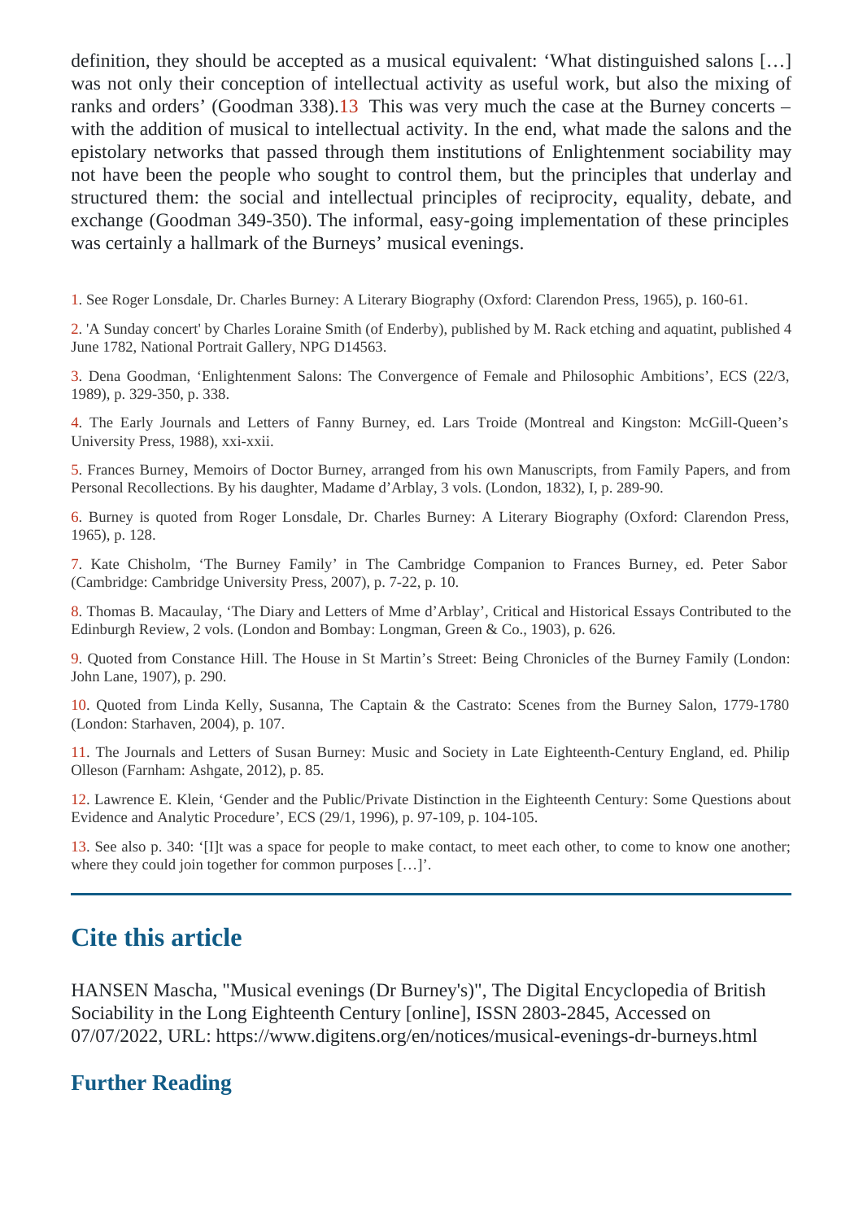definition, they should be accepted as a musical equivalent: 'What distinguished salons […] was not only their conception of intellectual activity as useful work, but also the mixing of ranks and orders' (Goodman 338).[13] This was very much the case at the Burney concerts – with the addition of musical to intellectual activity. In the end, what made the salons and the epistolary networks that passed through them institutions of Enlightenment sociability may not have been the people who sought to control them, but the principles that underlay and structured them: the social and intellectual principles of reciprocity, equality, debate, and exchange (Goodman 349-350). The informal, easy-going implementation of these principles was certainly a hallmark of the Burneys' musical evenings.

1. See Roger Lonsdale, Dr. Charles Burney: A Literary Biography (Oxford: Clarendon Press, 1965), p. 160-61.

2. 'A Sunday concert' by Charles Loraine Smith (of Enderby), published by M. Rack etching and aquatint, published 4 June 1782, National Portrait Gallery, NPG D14563.

3. Dena Goodman, 'Enlightenment Salons: The Convergence of Female and Philosophic Ambitions', ECS (22/3, 1989), p. 329-350, p. 338.

4. The Early Journals and Letters of Fanny Burney, ed. Lars Troide (Montreal and Kingston: McGill-Queen's University Press, 1988), xxi-xxii.

5. Frances Burney, Memoirs of Doctor Burney, arranged from his own Manuscripts, from Family Papers, and from Personal Recollections. By his daughter, Madame d'Arblay, 3 vols. (London, 1832), I, p. 289-90.

6. Burney is quoted from Roger Lonsdale, Dr. Charles Burney: A Literary Biography (Oxford: Clarendon Press, 1965), p. 128.

7. Kate Chisholm, 'The Burney Family' in The Cambridge Companion to Frances Burney, ed. Peter Sabor (Cambridge: Cambridge University Press, 2007), p. 7-22, p. 10.

8. Thomas B. Macaulay, 'The Diary and Letters of Mme d'Arblay', Critical and Historical Essays Contributed to the Edinburgh Review, 2 vols. (London and Bombay: Longman, Green & Co., 1903), p. 626.

9. Quoted from Constance Hill. The House in St Martin's Street: Being Chronicles of the Burney Family (London: John Lane, 1907), p. 290.

10. Quoted from Linda Kelly, Susanna, The Captain & the Castrato: Scenes from the Burney Salon, 1779-1780 (London: Starhaven, 2004), p. 107.

11. The Journals and Letters of Susan Burney: Music and Society in Late Eighteenth-Century England, ed. Philip Olleson (Farnham: Ashgate, 2012), p. 85.

12. Lawrence E. Klein, 'Gender and the Public/Private Distinction in the Eighteenth Century: Some Questions about Evidence and Analytic Procedure', ECS (29/1, 1996), p. 97-109, p. 104-105.

13. See also p. 340: '[I]t was a space for people to make contact, to meet each other, to come to know one another; where they could join together for common purposes […]'.

## Cite this article

HANSEN Mascha, "Musical evenings (Dr Burney's)", The Digital Encyclopedia of British Sociability in the Long Eighteenth Century [online], ISSN 2803-2845, Accessed on 07/07/2022, URL: https://www.digitens.org/en/notices/musical-evenings-dr-burneys.html

### Further Reading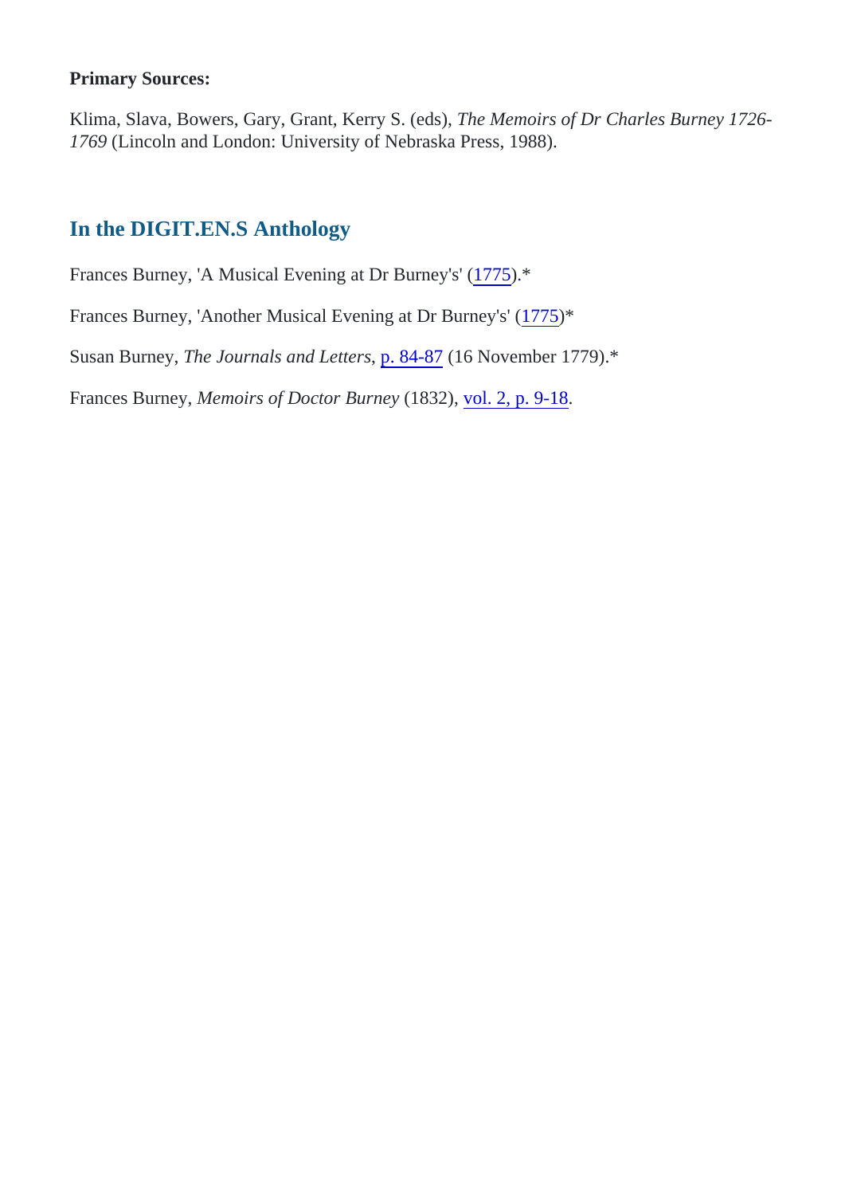**Primary Sources:**

Klima, Slava, Bowers, Gary, Grant, Kerry S. (eds), *The Memoirs of Dr Charles Burney 1726-1769* (Lincoln and London: University of Nebraska Press, 1988).

## In the DIGIT.EN.S Anthology

Frances Burney, 'A Musical Evening at Dr Burney's' (1775).*

Frances Burney, 'Another Musical Evening at Dr Burney's' (1775)*

Susan Burney, *The Journals and Letters*, p. 84-87 (16 November 1779).*

Frances Burney, *Memoirs of Doctor Burney* (1832), vol. 2, p. 9-18.